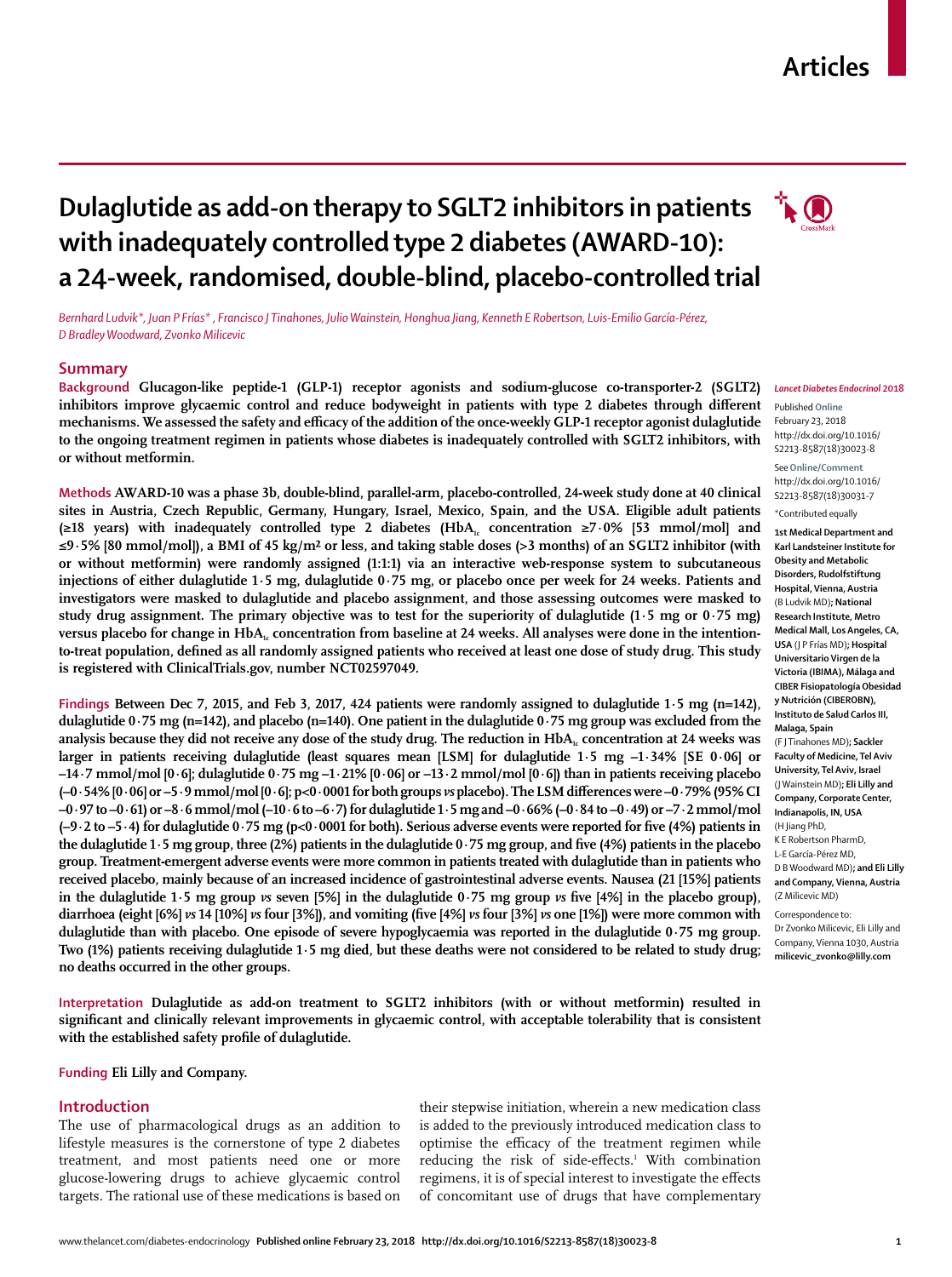# Dulaglutide as add-on therapy to SGLT2 inhibitors in patients with inadequately controlled type 2 diabetes (AWARD-10): a 24-week, randomised, double-blind, placebo-controlled trial

*Bernhard Ludvik\*, Juan P Frías\*, Francisco J Tinahones, Julio Wainstein, Honghua Jiang, Kenneth E Robertson, Luis-Emilio García-Pérez, D Bradley Woodward, Zvonko Milicevic*

## Summary

**Background** Glucagon-like peptide-1 (GLP-1) receptor agonists and sodium-glucose co-transporter-2 (SGLT2) inhibitors improve glycaemic control and reduce bodyweight in patients with type 2 diabetes through different mechanisms. We assessed the safety and efficacy of the addition of the once-weekly GLP-1 receptor agonist dulaglutide to the ongoing treatment regimen in patients whose diabetes is inadequately controlled with SGLT2 inhibitors, with or without metformin.

**Methods** AWARD-10 was a phase 3b, double-blind, parallel-arm, placebo-controlled, 24-week study done at 40 clinical sites in Austria, Czech Republic, Germany, Hungary, Israel, Mexico, Spain, and the USA. Eligible adult patients (≥18 years) with inadequately controlled type 2 diabetes ($HbA_{1c}$ concentration ≥7·0% [53 mmol/mol] and ≤9·5% [80 mmol/mol]), a BMI of 45 kg/m² or less, and taking stable doses (>3 months) of an SGLT2 inhibitor (with or without metformin) were randomly assigned (1:1:1) via an interactive web-response system to subcutaneous injections of either dulaglutide 1·5 mg, dulaglutide 0·75 mg, or placebo once per week for 24 weeks. Patients and investigators were masked to dulaglutide and placebo assignment, and those assessing outcomes were masked to study drug assignment. The primary objective was to test for the superiority of dulaglutide (1·5 mg or 0·75 mg) versus placebo for change in $HbA_{1c}$ concentration from baseline at 24 weeks. All analyses were done in the intention-to-treat population, defined as all randomly assigned patients who received at least one dose of study drug. This study is registered with ClinicalTrials.gov, number NCT02597049.

**Findings** Between Dec 7, 2015, and Feb 3, 2017, 424 patients were randomly assigned to dulaglutide 1·5 mg (n=142), dulaglutide 0·75 mg (n=142), and placebo (n=140). One patient in the dulaglutide 0·75 mg group was excluded from the analysis because they did not receive any dose of the study drug. The reduction in $HbA_{1c}$ concentration at 24 weeks was larger in patients receiving dulaglutide (least squares mean [LSM] for dulaglutide 1·5 mg –1·34% [SE 0·06] or –14·7 mmol/mol [0·6]; dulaglutide 0·75 mg –1·21% [0·06] or –13·2 mmol/mol [0·6]) than in patients receiving placebo (–0·54% [0·06] or –5·9 mmol/mol [0·6]; p<0·0001 for both groups *vs* placebo). The LSM differences were –0·79% (95% CI –0·97 to –0·61) or –8·6 mmol/mol (–10·6 to –6·7) for dulaglutide 1·5 mg and –0·66% (–0·84 to –0·49) or –7·2 mmol/mol (–9·2 to –5·4) for dulaglutide 0·75 mg (p<0·0001 for both). Serious adverse events were reported for five (4%) patients in the dulaglutide 1·5 mg group, three (2%) patients in the dulaglutide 0·75 mg group, and five (4%) patients in the placebo group. Treatment-emergent adverse events were more common in patients treated with dulaglutide than in patients who received placebo, mainly because of an increased incidence of gastrointestinal adverse events. Nausea (21 [15%] patients in the dulaglutide 1·5 mg group *vs* seven [5%] in the dulaglutide 0·75 mg group *vs* five [4%] in the placebo group), diarrhoea (eight [6%] *vs* 14 [10%] *vs* four [3%]), and vomiting (five [4%] *vs* four [3%] *vs* one [1%]) were more common with dulaglutide than with placebo. One episode of severe hypoglycaemia was reported in the dulaglutide 0·75 mg group. Two (1%) patients receiving dulaglutide 1·5 mg died, but these deaths were not considered to be related to study drug; no deaths occurred in the other groups.

**Interpretation** Dulaglutide as add-on treatment to SGLT2 inhibitors (with or without metformin) resulted in significant and clinically relevant improvements in glycaemic control, with acceptable tolerability that is consistent with the established safety profile of dulaglutide.

**Funding** Eli Lilly and Company.

*Lancet Diabetes Endocrinol* 2018

Published **Online** February 23, 2018 http://dx.doi.org/10.1016/S2213-8587(18)30023-8

See **Online/Comment** http://dx.doi.org/10.1016/S2213-8587(18)30031-7

\*Contributed equally

**1st Medical Department and Karl Landsteiner Institute for Obesity and Metabolic Disorders, Rudolfstiftung Hospital, Vienna, Austria** (B Ludvik MD)**; National Research Institute, Metro Medical Mall, Los Angeles, CA, USA** (J P Frías MD)**; Hospital Universitario Virgen de la Victoria (IBIMA), Málaga and CIBER Fisiopatología Obesidad y Nutrición (CIBEROBN), Instituto de Salud Carlos III, Malaga, Spain** (F J Tinahones MD)**; Sackler Faculty of Medicine, Tel Aviv University, Tel Aviv, Israel** (J Wainstein MD)**; Eli Lilly and Company, Corporate Center, Indianapolis, IN, USA** (H Jiang PhD, K E Robertson PharmD, L-E García-Pérez MD, D B Woodward MD)**; and Eli Lilly and Company, Vienna, Austria** (Z Milicevic MD)

Correspondence to: Dr Zvonko Milicevic, Eli Lilly and Company, Vienna 1030, Austria **milicevic_zvonko@lilly.com**

## Introduction

The use of pharmacological drugs as an addition to lifestyle measures is the cornerstone of type 2 diabetes treatment, and most patients need one or more glucose-lowering drugs to achieve glycaemic control targets. The rational use of these medications is based on their stepwise initiation, wherein a new medication class is added to the previously introduced medication class to optimise the efficacy of the treatment regimen while reducing the risk of side-effects.[1] With combination regimens, it is of special interest to investigate the effects of concomitant use of drugs that have complementary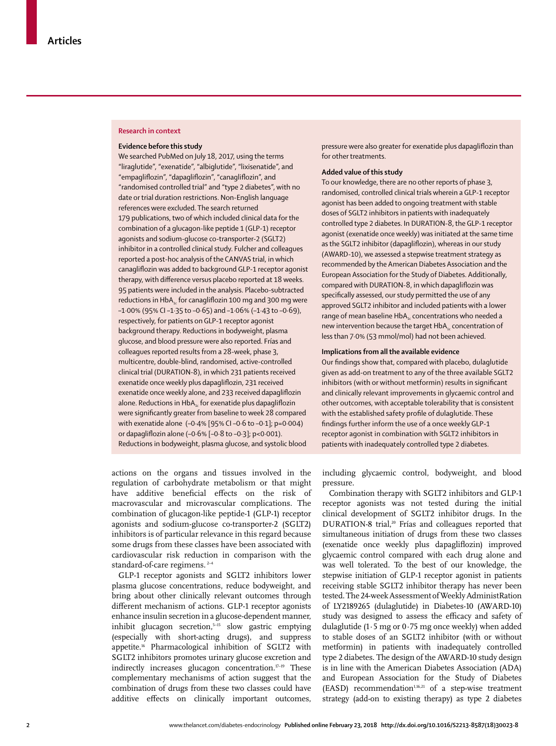## Research in context

### Evidence before this study

We searched PubMed on July 18, 2017, using the terms "liraglutide", "exenatide", "albiglutide", "lixisenatide", and "empagliflozin", "dapagliflozin", "canagliflozin", and "randomised controlled trial" and "type 2 diabetes", with no date or trial duration restrictions. Non-English language references were excluded. The search returned 179 publications, two of which included clinical data for the combination of a glucagon-like peptide 1 (GLP-1) receptor agonists and sodium-glucose co-transporter-2 (SGLT2) inhibitor in a controlled clinical study. Fulcher and colleagues reported a post-hoc analysis of the CANVAS trial, in which canagliflozin was added to background GLP-1 receptor agonist therapy, with difference versus placebo reported at 18 weeks. 95 patients were included in the analysis. Placebo-subtracted reductions in $HbA_{1c}$ for canagliflozin 100 mg and 300 mg were –1·00% (95% CI –1·35 to –0·65) and –1·06% (–1·43 to –0·69), respectively, for patients on GLP-1 receptor agonist background therapy. Reductions in bodyweight, plasma glucose, and blood pressure were also reported. Frías and colleagues reported results from a 28-week, phase 3, multicentre, double-blind, randomised, active-controlled clinical trial (DURATION-8), in which 231 patients received exenatide once weekly plus dapagliflozin, 231 received exenatide once weekly alone, and 233 received dapagliflozin alone. Reductions in $HbA_{1c}$ for exenatide plus dapagliflozin were significantly greater from baseline to week 28 compared with exenatide alone (–0·4% [95% CI –0·6 to –0·1]; p=0·004) or dapagliflozin alone (–0·6% [–0·8 to –0·3]; p<0·001). Reductions in bodyweight, plasma glucose, and systolic blood pressure were also greater for exenatide plus dapagliflozin than for other treatments.

### Added value of this study

To our knowledge, there are no other reports of phase 3, randomised, controlled clinical trials wherein a GLP-1 receptor agonist has been added to ongoing treatment with stable doses of SGLT2 inhibitors in patients with inadequately controlled type 2 diabetes. In DURATION-8, the GLP-1 receptor agonist (exenatide once weekly) was initiated at the same time as the SGLT2 inhibitor (dapagliflozin), whereas in our study (AWARD-10), we assessed a stepwise treatment strategy as recommended by the American Diabetes Association and the European Association for the Study of Diabetes. Additionally, compared with DURATION-8, in which dapagliflozin was specifically assessed, our study permitted the use of any approved SGLT2 inhibitor and included patients with a lower range of mean baseline $HbA_{1c}$ concentrations who needed a new intervention because the target $HbA_{1c}$ concentration of less than 7·0% (53 mmol/mol) had not been achieved.

### Implications from all the available evidence

Our findings show that, compared with placebo, dulaglutide given as add-on treatment to any of the three available SGLT2 inhibitors (with or without metformin) results in significant and clinically relevant improvements in glycaemic control and other outcomes, with acceptable tolerability that is consistent with the established safety profile of dulaglutide. These findings further inform the use of a once weekly GLP-1 receptor agonist in combination with SGLT2 inhibitors in patients with inadequately controlled type 2 diabetes.

---

actions on the organs and tissues involved in the regulation of carbohydrate metabolism or that might have additive beneficial effects on the risk of macrovascular and microvascular complications. The combination of glucagon-like peptide-1 (GLP-1) receptor agonists and sodium-glucose co-transporter-2 (SGLT2) inhibitors is of particular relevance in this regard because some drugs from these classes have been associated with cardiovascular risk reduction in comparison with the standard-of-care regimens.[2–4]

GLP-1 receptor agonists and SGLT2 inhibitors lower plasma glucose concentrations, reduce bodyweight, and bring about other clinically relevant outcomes through different mechanism of actions. GLP-1 receptor agonists enhance insulin secretion in a glucose-dependent manner, inhibit glucagon secretion,[5–15] slow gastric emptying (especially with short-acting drugs), and suppress appetite.[16] Pharmacological inhibition of SGLT2 with SGLT2 inhibitors promotes urinary glucose excretion and indirectly increases glucagon concentration.[17–19] These complementary mechanisms of action suggest that the combination of drugs from these two classes could have additive effects on clinically important outcomes, including glycaemic control, bodyweight, and blood pressure.

Combination therapy with SGLT2 inhibitors and GLP-1 receptor agonists was not tested during the initial clinical development of SGLT2 inhibitor drugs. In the DURATION-8 trial,[20] Frías and colleagues reported that simultaneous initiation of drugs from these two classes (exenatide once weekly plus dapagliflozin) improved glycaemic control compared with each drug alone and was well tolerated. To the best of our knowledge, the stepwise initiation of GLP-1 receptor agonist in patients receiving stable SGLT2 inhibitor therapy has never been tested. The 24-week Assessment of Weekly AdministRation of LY2189265 (dulaglutide) in Diabetes-10 (AWARD-10) study was designed to assess the efficacy and safety of dulaglutide (1·5 mg or 0·75 mg once weekly) when added to stable doses of an SGLT2 inhibitor (with or without metformin) in patients with inadequately controlled type 2 diabetes. The design of the AWARD-10 study design is in line with the American Diabetes Association (ADA) and European Association for the Study of Diabetes (EASD) recommendation[1,16,21] of a step-wise treatment strategy (add-on to existing therapy) as type 2 diabetes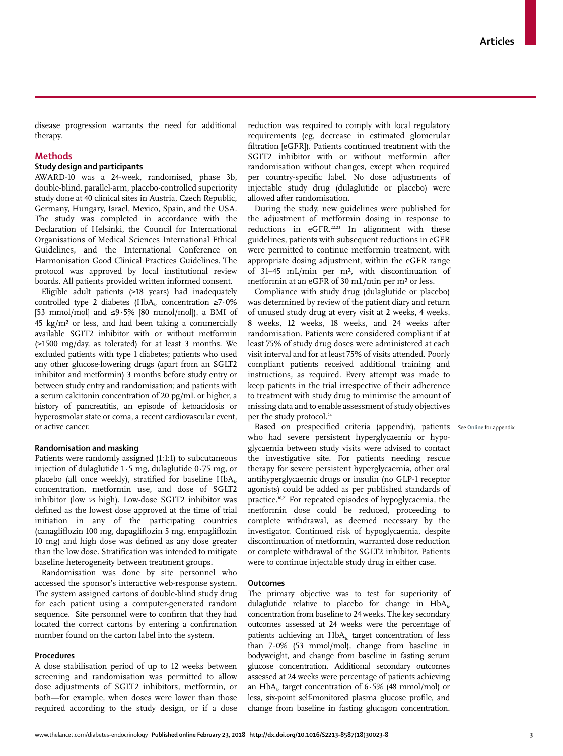disease progression warrants the need for additional therapy.

## Methods

### Study design and participants

AWARD-10 was a 24-week, randomised, phase 3b, double-blind, parallel-arm, placebo-controlled superiority study done at 40 clinical sites in Austria, Czech Republic, Germany, Hungary, Israel, Mexico, Spain, and the USA. The study was completed in accordance with the Declaration of Helsinki, the Council for International Organisations of Medical Sciences International Ethical Guidelines, and the International Conference on Harmonisation Good Clinical Practices Guidelines. The protocol was approved by local institutional review boards. All patients provided written informed consent.

Eligible adult patients (≥18 years) had inadequately controlled type 2 diabetes ($HbA_{1c}$ concentration ≥7·0% [53 mmol/mol] and ≤9·5% [80 mmol/mol]), a BMI of 45 kg/m² or less, and had been taking a commercially available SGLT2 inhibitor with or without metformin (≥1500 mg/day, as tolerated) for at least 3 months. We excluded patients with type 1 diabetes; patients who used any other glucose-lowering drugs (apart from an SGLT2 inhibitor and metformin) 3 months before study entry or between study entry and randomisation; and patients with a serum calcitonin concentration of 20 pg/mL or higher, a history of pancreatitis, an episode of ketoacidosis or hyperosmolar state or coma, a recent cardiovascular event, or active cancer.

### Randomisation and masking

Patients were randomly assigned (1:1:1) to subcutaneous injection of dulaglutide 1·5 mg, dulaglutide 0·75 mg, or placebo (all once weekly), stratified for baseline $HbA_{1c}$ concentration, metformin use, and dose of SGLT2 inhibitor (low *vs* high). Low-dose SGLT2 inhibitor was defined as the lowest dose approved at the time of trial initiation in any of the participating countries (canagliflozin 100 mg, dapagliflozin 5 mg, empagliflozin 10 mg) and high dose was defined as any dose greater than the low dose. Stratification was intended to mitigate baseline heterogeneity between treatment groups.

Randomisation was done by site personnel who accessed the sponsor's interactive web-response system. The system assigned cartons of double-blind study drug for each patient using a computer-generated random sequence. Site personnel were to confirm that they had located the correct cartons by entering a confirmation number found on the carton label into the system.

### Procedures

A dose stabilisation period of up to 12 weeks between screening and randomisation was permitted to allow dose adjustments of SGLT2 inhibitors, metformin, or both—for example, when doses were lower than those required according to the study design, or if a dose reduction was required to comply with local regulatory requirements (eg, decrease in estimated glomerular filtration [eGFR]). Patients continued treatment with the SGLT2 inhibitor with or without metformin after randomisation without changes, except when required per country-specific label. No dose adjustments of injectable study drug (dulaglutide or placebo) were allowed after randomisation.

During the study, new guidelines were published for the adjustment of metformin dosing in response to reductions in eGFR.[22,23] In alignment with these guidelines, patients with subsequent reductions in eGFR were permitted to continue metformin treatment, with appropriate dosing adjustment, within the eGFR range of 31–45 mL/min per m², with discontinuation of metformin at an eGFR of 30 mL/min per m² or less.

Compliance with study drug (dulaglutide or placebo) was determined by review of the patient diary and return of unused study drug at every visit at 2 weeks, 4 weeks, 8 weeks, 12 weeks, 18 weeks, and 24 weeks after randomisation. Patients were considered compliant if at least 75% of study drug doses were administered at each visit interval and for at least 75% of visits attended. Poorly compliant patients received additional training and instructions, as required. Every attempt was made to keep patients in the trial irrespective of their adherence to treatment with study drug to minimise the amount of missing data and to enable assessment of study objectives per the study protocol.[24]

See Online for appendix

Based on prespecified criteria (appendix), patients who had severe persistent hyperglycaemia or hypoglycaemia between study visits were advised to contact the investigative site. For patients needing rescue therapy for severe persistent hyperglycaemia, other oral antihyperglycaemic drugs or insulin (no GLP-1 receptor agonists) could be added as per published standards of practice.[16,21] For repeated episodes of hypoglycaemia, the metformin dose could be reduced, proceeding to complete withdrawal, as deemed necessary by the investigator. Continued risk of hypoglycaemia, despite discontinuation of metformin, warranted dose reduction or complete withdrawal of the SGLT2 inhibitor. Patients were to continue injectable study drug in either case.

### Outcomes

The primary objective was to test for superiority of dulaglutide relative to placebo for change in $HbA_{1c}$ concentration from baseline to 24 weeks. The key secondary outcomes assessed at 24 weeks were the percentage of patients achieving an $HbA_{1c}$ target concentration of less than 7·0% (53 mmol/mol), change from baseline in bodyweight, and change from baseline in fasting serum glucose concentration. Additional secondary outcomes assessed at 24 weeks were percentage of patients achieving an $HbA_{1c}$ target concentration of 6·5% (48 mmol/mol) or less, six-point self-monitored plasma glucose profile, and change from baseline in fasting glucagon concentration.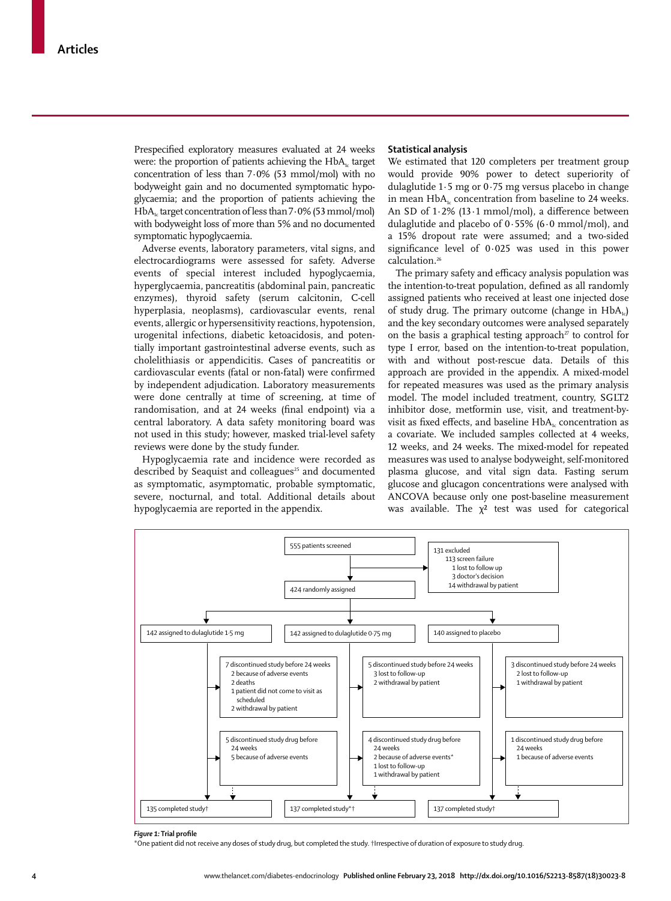Prespecified exploratory measures evaluated at 24 weeks were: the proportion of patients achieving the $HbA_{1c}$ target concentration of less than 7·0% (53 mmol/mol) with no bodyweight gain and no documented symptomatic hypoglycaemia; and the proportion of patients achieving the $HbA_{1c}$ target concentration of less than 7·0% (53 mmol/mol) with bodyweight loss of more than 5% and no documented symptomatic hypoglycaemia.

Adverse events, laboratory parameters, vital signs, and electrocardiograms were assessed for safety. Adverse events of special interest included hypoglycaemia, hyperglycaemia, pancreatitis (abdominal pain, pancreatic enzymes), thyroid safety (serum calcitonin, C-cell hyperplasia, neoplasms), cardiovascular events, renal events, allergic or hypersensitivity reactions, hypotension, urogenital infections, diabetic ketoacidosis, and potentially important gastrointestinal adverse events, such as cholelithiasis or appendicitis. Cases of pancreatitis or cardiovascular events (fatal or non-fatal) were confirmed by independent adjudication. Laboratory measurements were done centrally at time of screening, at time of randomisation, and at 24 weeks (final endpoint) via a central laboratory. A data safety monitoring board was not used in this study; however, masked trial-level safety reviews were done by the study funder.

Hypoglycaemia rate and incidence were recorded as described by Seaquist and colleagues[25] and documented as symptomatic, asymptomatic, probable symptomatic, severe, nocturnal, and total. Additional details about hypoglycaemia are reported in the appendix.

## Statistical analysis

We estimated that 120 completers per treatment group would provide 90% power to detect superiority of dulaglutide 1·5 mg or 0·75 mg versus placebo in change in mean $HbA_{1c}$ concentration from baseline to 24 weeks. An SD of 1·2% (13·1 mmol/mol), a difference between dulaglutide and placebo of 0·55% (6·0 mmol/mol), and a 15% dropout rate were assumed; and a two-sided significance level of 0·025 was used in this power calculation.[26]

The primary safety and efficacy analysis population was the intention-to-treat population, defined as all randomly assigned patients who received at least one injected dose of study drug. The primary outcome (change in $HbA_{1c}$) and the key secondary outcomes were analysed separately on the basis a graphical testing approach[27] to control for type I error, based on the intention-to-treat population, with and without post-rescue data. Details of this approach are provided in the appendix. A mixed-model for repeated measures was used as the primary analysis model. The model included treatment, country, SGLT2 inhibitor dose, metformin use, visit, and treatment-by-visit as fixed effects, and baseline $HbA_{1c}$ concentration as a covariate. We included samples collected at 4 weeks, 12 weeks, and 24 weeks. The mixed-model for repeated measures was used to analyse bodyweight, self-monitored plasma glucose, and vital sign data. Fasting serum glucose and glucagon concentrations were analysed with ANCOVA because only one post-baseline measurement was available. The $\chi^2$ test was used for categorical

555 patients screened

131 excluded
- 113 screen failure
- 1 lost to follow up
- 3 doctor's decision
- 14 withdrawal by patient

424 randomly assigned

| 142 assigned to dulaglutide 1·5 mg | 142 assigned to dulaglutide 0·75 mg | 140 assigned to placebo |
|---|---|---|
| 7 discontinued study before 24 weeks: 2 because of adverse events; 2 deaths; 1 patient did not come to visit as scheduled; 2 withdrawal by patient | 5 discontinued study before 24 weeks: 3 lost to follow-up; 2 withdrawal by patient | 3 discontinued study before 24 weeks: 2 lost to follow-up; 1 withdrawal by patient |
| 5 discontinued study drug before 24 weeks: 5 because of adverse events | 4 discontinued study drug before 24 weeks: 2 because of adverse events*; 1 lost to follow-up; 1 withdrawal by patient | 1 discontinued study drug before 24 weeks: 1 because of adverse events |
| 135 completed study† | 137 completed study*† | 137 completed study† |

***Figure 1:* Trial profile**

*One patient did not receive any doses of study drug, but completed the study. †Irrespective of duration of exposure to study drug.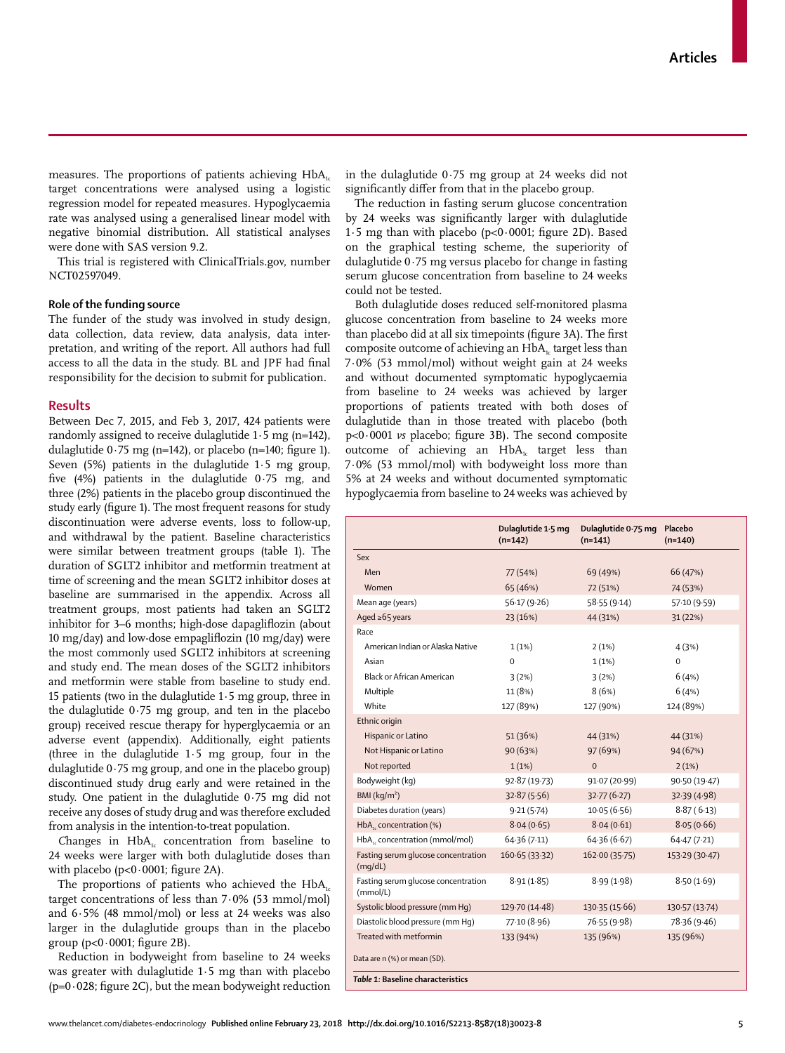measures. The proportions of patients achieving $HbA_{1c}$ target concentrations were analysed using a logistic regression model for repeated measures. Hypoglycaemia rate was analysed using a generalised linear model with negative binomial distribution. All statistical analyses were done with SAS version 9.2.

This trial is registered with ClinicalTrials.gov, number NCT02597049.

### Role of the funding source

The funder of the study was involved in study design, data collection, data review, data analysis, data interpretation, and writing of the report. All authors had full access to all the data in the study. BL and JPF had final responsibility for the decision to submit for publication.

## Results

Between Dec 7, 2015, and Feb 3, 2017, 424 patients were randomly assigned to receive dulaglutide 1·5 mg (n=142), dulaglutide 0·75 mg (n=142), or placebo (n=140; figure 1). Seven (5%) patients in the dulaglutide 1·5 mg group, five (4%) patients in the dulaglutide 0·75 mg, and three (2%) patients in the placebo group discontinued the study early (figure 1). The most frequent reasons for study discontinuation were adverse events, loss to follow-up, and withdrawal by the patient. Baseline characteristics were similar between treatment groups (table 1). The duration of SGLT2 inhibitor and metformin treatment at time of screening and the mean SGLT2 inhibitor doses at baseline are summarised in the appendix. Across all treatment groups, most patients had taken an SGLT2 inhibitor for 3–6 months; high-dose dapagliflozin (about 10 mg/day) and low-dose empagliflozin (10 mg/day) were the most commonly used SGLT2 inhibitors at screening and study end. The mean doses of the SGLT2 inhibitors and metformin were stable from baseline to study end. 15 patients (two in the dulaglutide 1·5 mg group, three in the dulaglutide 0·75 mg group, and ten in the placebo group) received rescue therapy for hyperglycaemia or an adverse event (appendix). Additionally, eight patients (three in the dulaglutide 1·5 mg group, four in the dulaglutide 0·75 mg group, and one in the placebo group) discontinued study drug early and were retained in the study. One patient in the dulaglutide 0·75 mg did not receive any doses of study drug and was therefore excluded from analysis in the intention-to-treat population.

Changes in $HbA_{1c}$ concentration from baseline to 24 weeks were larger with both dulaglutide doses than with placebo ($p<0·0001$; figure 2A).

The proportions of patients who achieved the $HbA_{1c}$ target concentrations of less than 7·0% (53 mmol/mol) and 6·5% (48 mmol/mol) or less at 24 weeks was also larger in the dulaglutide groups than in the placebo group ($p<0·0001$; figure 2B).

Reduction in bodyweight from baseline to 24 weeks was greater with dulaglutide 1·5 mg than with placebo ($p=0·028$; figure 2C), but the mean bodyweight reduction in the dulaglutide 0·75 mg group at 24 weeks did not significantly differ from that in the placebo group.

The reduction in fasting serum glucose concentration by 24 weeks was significantly larger with dulaglutide 1·5 mg than with placebo ($p<0·0001$; figure 2D). Based on the graphical testing scheme, the superiority of dulaglutide 0·75 mg versus placebo for change in fasting serum glucose concentration from baseline to 24 weeks could not be tested.

Both dulaglutide doses reduced self-monitored plasma glucose concentration from baseline to 24 weeks more than placebo did at all six timepoints (figure 3A). The first composite outcome of achieving an $HbA_{1c}$ target less than 7·0% (53 mmol/mol) without weight gain at 24 weeks and without documented symptomatic hypoglycaemia from baseline to 24 weeks was achieved by larger proportions of patients treated with both doses of dulaglutide than in those treated with placebo (both $p<0·0001$ *vs* placebo; figure 3B). The second composite outcome of achieving an $HbA_{1c}$ target less than 7·0% (53 mmol/mol) with bodyweight loss more than 5% at 24 weeks and without documented symptomatic hypoglycaemia from baseline to 24 weeks was achieved by

| | Dulaglutide 1·5 mg (n=142) | Dulaglutide 0·75 mg (n=141) | Placebo (n=140) |
|---|---|---|---|
| Sex | | | |
| Men | 77 (54%) | 69 (49%) | 66 (47%) |
| Women | 65 (46%) | 72 (51%) | 74 (53%) |
| Mean age (years) | 56·17 (9·26) | 58·55 (9·14) | 57·10 (9·59) |
| Aged ≥65 years | 23 (16%) | 44 (31%) | 31 (22%) |
| Race | | | |
| American Indian or Alaska Native | 1 (1%) | 2 (1%) | 4 (3%) |
| Asian | 0 | 1 (1%) | 0 |
| Black or African American | 3 (2%) | 3 (2%) | 6 (4%) |
| Multiple | 11 (8%) | 8 (6%) | 6 (4%) |
| White | 127 (89%) | 127 (90%) | 124 (89%) |
| Ethnic origin | | | |
| Hispanic or Latino | 51 (36%) | 44 (31%) | 44 (31%) |
| Not Hispanic or Latino | 90 (63%) | 97 (69%) | 94 (67%) |
| Not reported | 1 (1%) | 0 | 2 (1%) |
| Bodyweight (kg) | 92·87 (19·73) | 91·07 (20·99) | 90·50 (19·47) |
| BMI (kg/m²) | 32·87 (5·56) | 32·77 (6·27) | 32·39 (4·98) |
| Diabetes duration (years) | 9·21 (5·74) | 10·05 (6·56) | 8·87 (6·13) |
| $HbA_{1c}$ concentration (%) | 8·04 (0·65) | 8·04 (0·61) | 8·05 (0·66) |
| $HbA_{1c}$ concentration (mmol/mol) | 64·36 (7·11) | 64·36 (6·67) | 64·47 (7·21) |
| Fasting serum glucose concentration (mg/dL) | 160·65 (33·32) | 162·00 (35·75) | 153·29 (30·47) |
| Fasting serum glucose concentration (mmol/L) | 8·91 (1·85) | 8·99 (1·98) | 8·50 (1·69) |
| Systolic blood pressure (mm Hg) | 129·70 (14·48) | 130·35 (15·66) | 130·57 (13·74) |
| Diastolic blood pressure (mm Hg) | 77·10 (8·96) | 76·55 (9·98) | 78·36 (9·46) |
| Treated with metformin | 133 (94%) | 135 (96%) | 135 (96%) |

Data are n (%) or mean (SD).

***Table 1:* Baseline characteristics**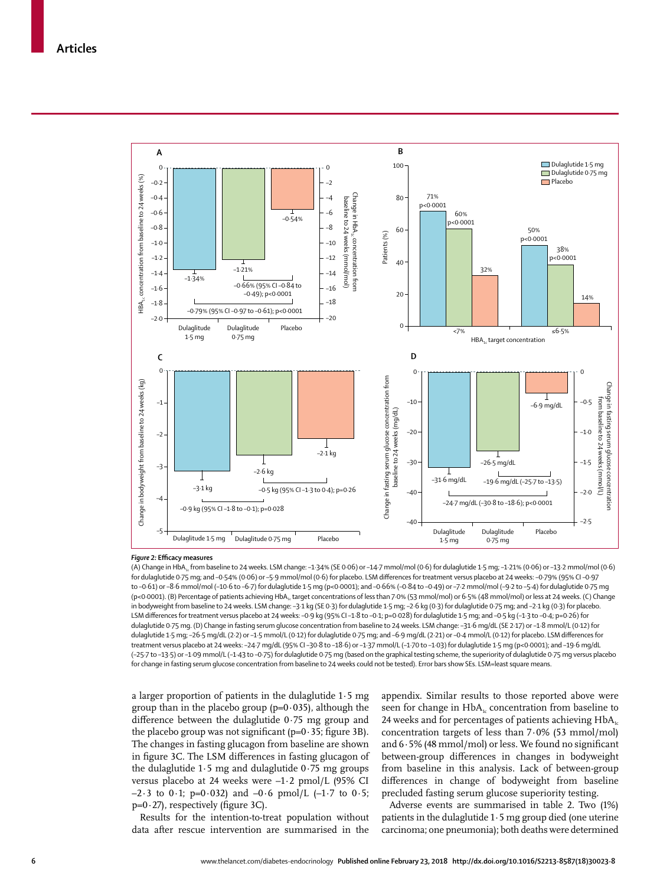*Figure 2:* **Efficacy measures**

(A) Change in $HbA_{1c}$ from baseline to 24 weeks. LSM change: –1·34% (SE 0·06) or –14·7 mmol/mol (0·6) for dulaglutide 1·5 mg; –1·21% (0·06) or –13·2 mmol/mol (0·6) for dulaglutide 0·75 mg; and –0·54% (0·06) or –5·9 mmol/mol (0·6) for placebo. LSM differences for treatment versus placebo at 24 weeks: –0·79% (95% CI –0·97 to –0·61) or –8·6 mmol/mol (–10·6 to –6·7) for dulaglutide 1·5 mg (p<0·0001); and –0·66% (–0·84 to –0·49) or –7·2 mmol/mol (–9·2 to –5·4) for dulaglutide 0·75 mg (p<0·0001). (B) Percentage of patients achieving $HbA_{1c}$ target concentrations of less than 7·0% (53 mmol/mol) or 6·5% (48 mmol/mol) or less at 24 weeks. (C) Change in bodyweight from baseline to 24 weeks. LSM change: –3·1 kg (SE 0·3) for dulaglutide 1·5 mg; –2·6 kg (0·3) for dulaglutide 0·75 mg; and –2·1 kg (0·3) for placebo. LSM differences for treatment versus placebo at 24 weeks: –0·9 kg (95% CI –1·8 to –0·1; p=0·028) for dulaglutide 1·5 mg; and –0·5 kg (–1·3 to –0·4; p=0·26) for dulaglutide 0·75 mg. (D) Change in fasting serum glucose concentration from baseline to 24 weeks. LSM change: –31·6 mg/dL (SE 2·17) or –1·8 mmol/L (0·12) for dulaglutide 1·5 mg; –26·5 mg/dL (2·2) or –1·5 mmol/L (0·12) for dulaglutide 0·75 mg; and –6·9 mg/dL (2·21) or –0·4 mmol/L (0·12) for placebo. LSM differences for treatment versus placebo at 24 weeks: –24·7 mg/dL (95% CI –30·8 to –18·6) or –1·37 mmol/L (–1·70 to –1·03) for dulaglutide 1·5 mg (p<0·0001); and –19·6 mg/dL (–25·7 to –13·5) or –1·09 mmol/L (–1·43 to –0·75) for dulaglutide 0·75 mg (based on the graphical testing scheme, the superiority of dulaglutide 0·75 mg versus placebo for change in fasting serum glucose concentration from baseline to 24 weeks could not be tested). Error bars show SEs. LSM=least square means.

a larger proportion of patients in the dulaglutide 1·5 mg group than in the placebo group (p=0·035), although the difference between the dulaglutide 0·75 mg group and the placebo group was not significant (p=0·35; figure 3B). The changes in fasting glucagon from baseline are shown in figure 3C. The LSM differences in fasting glucagon of the dulaglutide 1·5 mg and dulaglutide 0·75 mg groups versus placebo at 24 weeks were –1·2 pmol/L (95% CI –2·3 to 0·1; p=0·032) and –0·6 pmol/L (–1·7 to 0·5; p=0·27), respectively (figure 3C).

Results for the intention-to-treat population without data after rescue intervention are summarised in the appendix. Similar results to those reported above were seen for change in $HbA_{1c}$ concentration from baseline to 24 weeks and for percentages of patients achieving $HbA_{1c}$ concentration targets of less than 7·0% (53 mmol/mol) and 6·5% (48 mmol/mol) or less. We found no significant between-group differences in changes in bodyweight from baseline in this analysis. Lack of between-group differences in change of bodyweight from baseline precluded fasting serum glucose superiority testing.

Adverse events are summarised in table 2. Two (1%) patients in the dulaglutide 1·5 mg group died (one uterine carcinoma; one pneumonia); both deaths were determined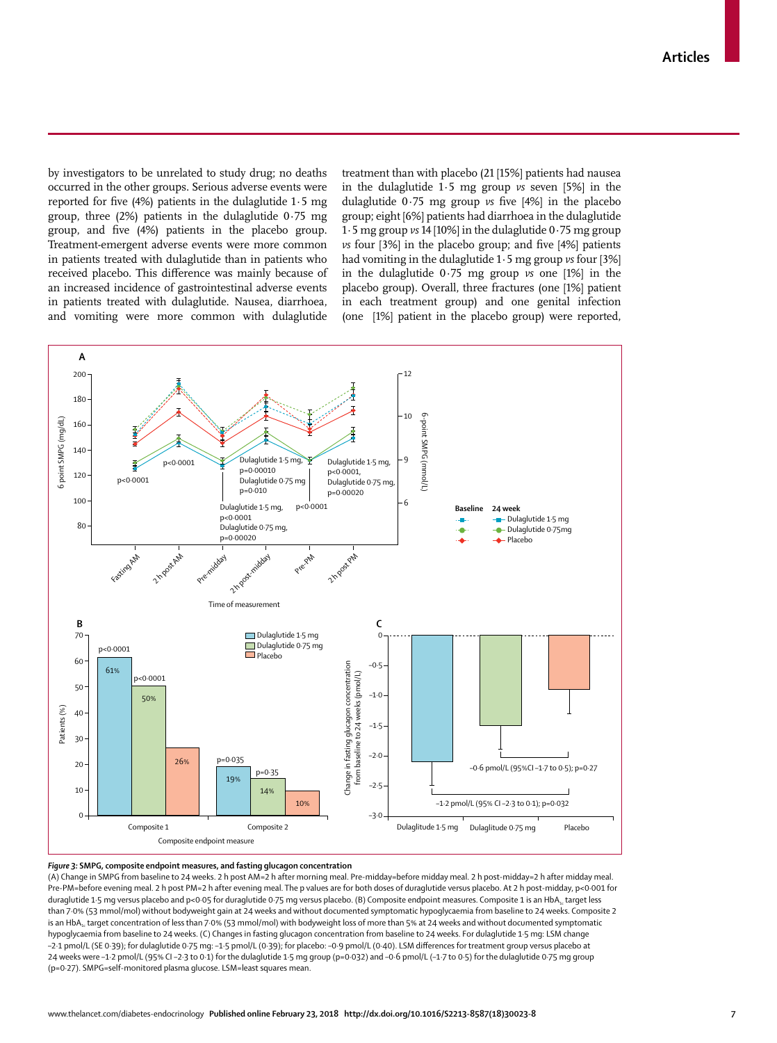by investigators to be unrelated to study drug; no deaths occurred in the other groups. Serious adverse events were reported for five (4%) patients in the dulaglutide 1·5 mg group, three (2%) patients in the dulaglutide 0·75 mg group, and five (4%) patients in the placebo group. Treatment-emergent adverse events were more common in patients treated with dulaglutide than in patients who received placebo. This difference was mainly because of an increased incidence of gastrointestinal adverse events in patients treated with dulaglutide. Nausea, diarrhoea, and vomiting were more common with dulaglutide treatment than with placebo (21 [15%] patients had nausea in the dulaglutide 1·5 mg group *vs* seven [5%] in the dulaglutide 0·75 mg group *vs* five [4%] in the placebo group; eight [6%] patients had diarrhoea in the dulaglutide 1·5 mg group *vs* 14 [10%] in the dulaglutide 0·75 mg group *vs* four [3%] in the placebo group; and five [4%] patients had vomiting in the dulaglutide 1·5 mg group *vs* four [3%] in the dulaglutide 0·75 mg group *vs* one [1%] in the placebo group). Overall, three fractures (one [1%] patient in each treatment group) and one genital infection (one [1%] patient in the placebo group) were reported,

**Figure 3: SMPG, composite endpoint measures, and fasting glucagon concentration**

(A) Change in SMPG from baseline to 24 weeks. 2 h post AM=2 h after morning meal. Pre-midday=before midday meal. 2 h post-midday=2 h after midday meal. Pre-PM=before evening meal. 2 h post PM=2 h after evening meal. The p values are for both doses of duraglutide versus placebo. At 2 h post-midday, $p<0·001$ for duraglutide 1·5 mg versus placebo and $p<0·05$ for duraglutide 0·75 mg versus placebo. (B) Composite endpoint measures. Composite 1 is an $HbA_{1c}$ target less than 7·0% (53 mmol/mol) without bodyweight gain at 24 weeks and without documented symptomatic hypoglycaemia from baseline to 24 weeks. Composite 2 is an $HbA_{1c}$ target concentration of less than 7·0% (53 mmol/mol) with bodyweight loss of more than 5% at 24 weeks and without documented symptomatic hypoglycaemia from baseline to 24 weeks. (C) Changes in fasting glucagon concentration from baseline to 24 weeks. For dulaglutide 1·5 mg: LSM change −2·1 pmol/L (SE 0·39); for dulaglutide 0·75 mg: −1·5 pmol/L (0·39); for placebo: −0·9 pmol/L (0·40). LSM differences for treatment group versus placebo at 24 weeks were −1·2 pmol/L (95% CI −2·3 to 0·1) for the dulaglutide 1·5 mg group (p=0·032) and −0·6 pmol/L (−1·7 to 0·5) for the dulaglutide 0·75 mg group (p=0·27). SMPG=self-monitored plasma glucose. LSM=least squares mean.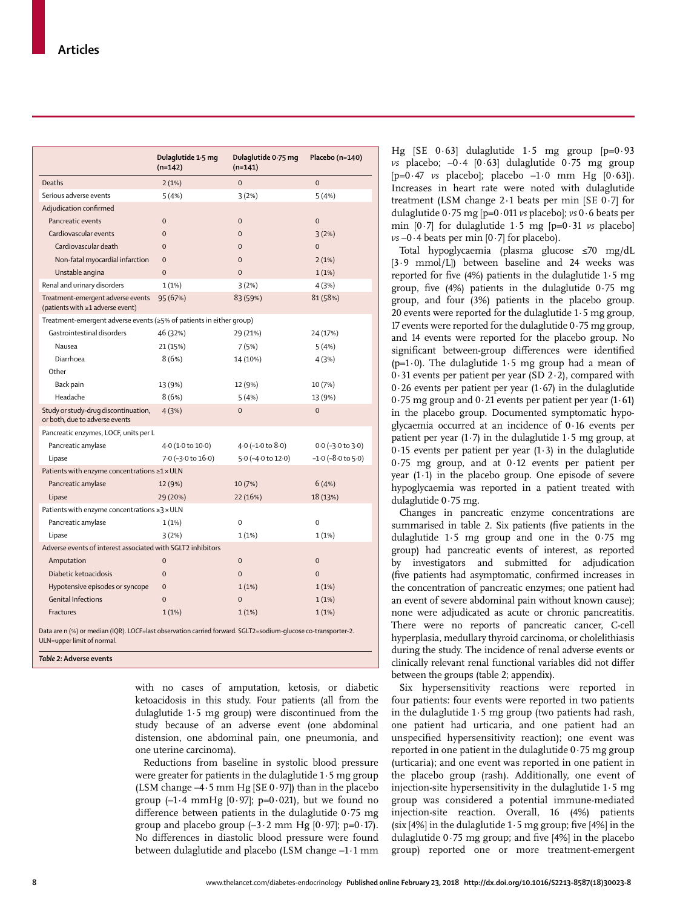| | Dulaglutide 1·5 mg (n=142) | Dulaglutide 0·75 mg (n=141) | Placebo (n=140) |
|---|---|---|---|
| Deaths | 2 (1%) | 0 | 0 |
| Serious adverse events | 5 (4%) | 3 (2%) | 5 (4%) |
| Adjudication confirmed | | | |
| Pancreatic events | 0 | 0 | 0 |
| Cardiovascular events | 0 | 0 | 3 (2%) |
| Cardiovascular death | 0 | 0 | 0 |
| Non-fatal myocardial infarction | 0 | 0 | 2 (1%) |
| Unstable angina | 0 | 0 | 1 (1%) |
| Renal and urinary disorders | 1 (1%) | 3 (2%) | 4 (3%) |
| Treatment-emergent adverse events (patients with ≥1 adverse event) | 95 (67%) | 83 (59%) | 81 (58%) |
| Treatment-emergent adverse events (≥5% of patients in either group) | | | |
| Gastrointestinal disorders | 46 (32%) | 29 (21%) | 24 (17%) |
| Nausea | 21 (15%) | 7 (5%) | 5 (4%) |
| Diarrhoea | 8 (6%) | 14 (10%) | 4 (3%) |
| Other | | | |
| Back pain | 13 (9%) | 12 (9%) | 10 (7%) |
| Headache | 8 (6%) | 5 (4%) | 13 (9%) |
| Study or study-drug discontinuation, or both, due to adverse events | 4 (3%) | 0 | 0 |
| Pancreatic enzymes, LOCF, units per L | | | |
| Pancreatic amylase | 4·0 (1·0 to 10·0) | 4·0 (–1·0 to 8·0) | 0·0 (–3·0 to 3·0) |
| Lipase | 7·0 (–3·0 to 16·0) | 5·0 (–4·0 to 12·0) | –1·0 (–8·0 to 5·0) |
| Patients with enzyme concentrations ≥1 × ULN | | | |
| Pancreatic amylase | 12 (9%) | 10 (7%) | 6 (4%) |
| Lipase | 29 (20%) | 22 (16%) | 18 (13%) |
| Patients with enzyme concentrations ≥3 × ULN | | | |
| Pancreatic amylase | 1 (1%) | 0 | 0 |
| Lipase | 3 (2%) | 1 (1%) | 1 (1%) |
| Adverse events of interest associated with SGLT2 inhibitors | | | |
| Amputation | 0 | 0 | 0 |
| Diabetic ketoacidosis | 0 | 0 | 0 |
| Hypotensive episodes or syncope | 0 | 1 (1%) | 1 (1%) |
| Genital Infections | 0 | 0 | 1 (1%) |
| Fractures | 1 (1%) | 1 (1%) | 1 (1%) |

Data are n (%) or median (IQR). LOCF=last observation carried forward. SGLT2=sodium-glucose co-transporter-2. ULN=upper limit of normal.

***Table 2:*** **Adverse events**

with no cases of amputation, ketosis, or diabetic ketoacidosis in this study. Four patients (all from the dulaglutide 1·5 mg group) were discontinued from the study because of an adverse event (one abdominal distension, one abdominal pain, one pneumonia, and one uterine carcinoma).

Reductions from baseline in systolic blood pressure were greater for patients in the dulaglutide 1·5 mg group (LSM change –4·5 mm Hg [SE 0·97]) than in the placebo group (–1·4 mmHg [0·97]; p=0·021), but we found no difference between patients in the dulaglutide 0·75 mg group and placebo group (–3·2 mm Hg [0·97]; p=0·17). No differences in diastolic blood pressure were found between dulaglutide and placebo (LSM change –1·1 mm Hg [SE 0·63] dulaglutide 1·5 mg group [p=0·93 *vs* placebo; –0·4 [0·63] dulaglutide 0·75 mg group [p=0·47 *vs* placebo]; placebo –1·0 mm Hg [0·63]). Increases in heart rate were noted with dulaglutide treatment (LSM change 2·1 beats per min [SE 0·7] for dulaglutide 0·75 mg [p=0·011 *vs* placebo]; *vs* 0·6 beats per min [0·7] for dulaglutide 1·5 mg [p=0·31 *vs* placebo] *vs* –0·4 beats per min [0·7] for placebo).

Total hypoglycaemia (plasma glucose ≤70 mg/dL [3·9 mmol/L]) between baseline and 24 weeks was reported for five (4%) patients in the dulaglutide 1·5 mg group, five (4%) patients in the dulaglutide 0·75 mg group, and four (3%) patients in the placebo group. 20 events were reported for the dulaglutide 1·5 mg group, 17 events were reported for the dulaglutide 0·75 mg group, and 14 events were reported for the placebo group. No significant between-group differences were identified (p=1·0). The dulaglutide 1·5 mg group had a mean of 0·31 events per patient per year (SD 2·2), compared with 0·26 events per patient per year (1·67) in the dulaglutide 0·75 mg group and 0·21 events per patient per year (1·61) in the placebo group. Documented symptomatic hypoglycaemia occurred at an incidence of 0·16 events per patient per year (1·7) in the dulaglutide 1·5 mg group, at 0·15 events per patient per year (1·3) in the dulaglutide 0·75 mg group, and at 0·12 events per patient per year (1·1) in the placebo group. One episode of severe hypoglycaemia was reported in a patient treated with dulaglutide 0·75 mg.

Changes in pancreatic enzyme concentrations are summarised in table 2. Six patients (five patients in the dulaglutide 1·5 mg group and one in the 0·75 mg group) had pancreatic events of interest, as reported by investigators and submitted for adjudication (five patients had asymptomatic, confirmed increases in the concentration of pancreatic enzymes; one patient had an event of severe abdominal pain without known cause); none were adjudicated as acute or chronic pancreatitis. There were no reports of pancreatic cancer, C-cell hyperplasia, medullary thyroid carcinoma, or cholelithiasis during the study. The incidence of renal adverse events or clinically relevant renal functional variables did not differ between the groups (table 2; appendix).

Six hypersensitivity reactions were reported in four patients: four events were reported in two patients in the dulaglutide 1·5 mg group (two patients had rash, one patient had urticaria, and one patient had an unspecified hypersensitivity reaction); one event was reported in one patient in the dulaglutide 0·75 mg group (urticaria); and one event was reported in one patient in the placebo group (rash). Additionally, one event of injection-site hypersensitivity in the dulaglutide 1·5 mg group was considered a potential immune-mediated injection-site reaction. Overall, 16 (4%) patients (six [4%] in the dulaglutide 1·5 mg group; five [4%] in the dulaglutide 0·75 mg group; and five [4%] in the placebo group) reported one or more treatment-emergent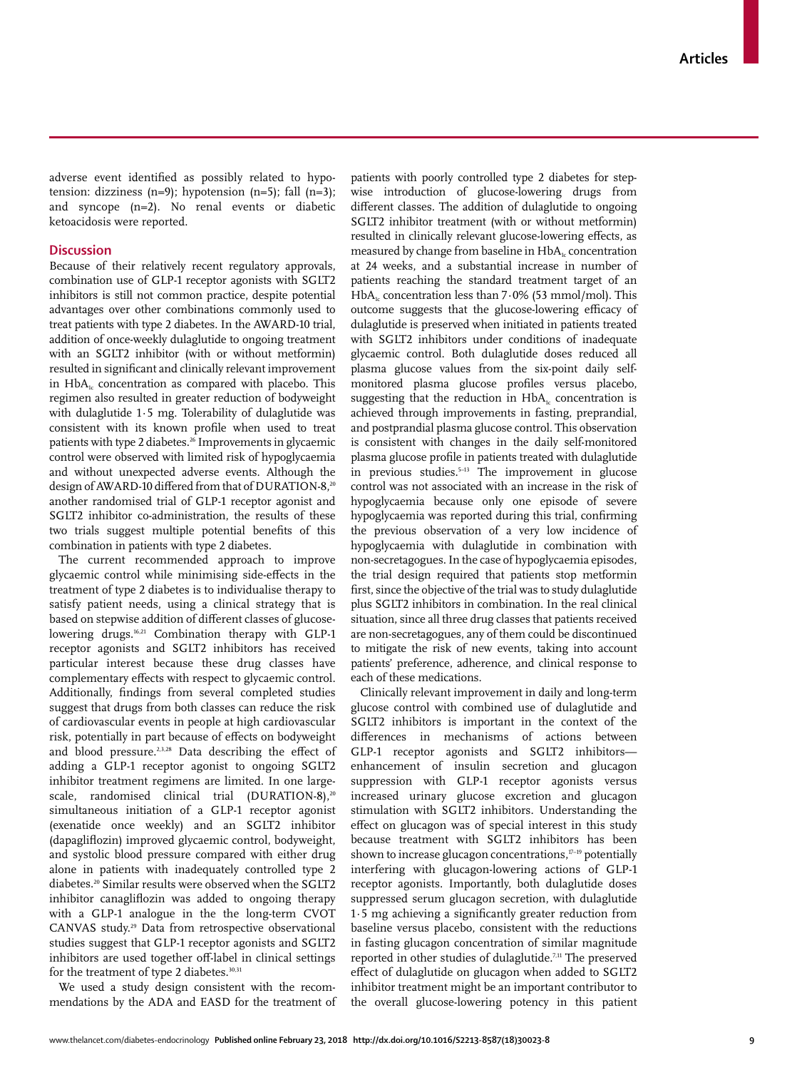adverse event identified as possibly related to hypotension: dizziness (n=9); hypotension (n=5); fall (n=3); and syncope (n=2). No renal events or diabetic ketoacidosis were reported.

## Discussion

Because of their relatively recent regulatory approvals, combination use of GLP-1 receptor agonists with SGLT2 inhibitors is still not common practice, despite potential advantages over other combinations commonly used to treat patients with type 2 diabetes. In the AWARD-10 trial, addition of once-weekly dulaglutide to ongoing treatment with an SGLT2 inhibitor (with or without metformin) resulted in significant and clinically relevant improvement in $HbA_{1c}$ concentration as compared with placebo. This regimen also resulted in greater reduction of bodyweight with dulaglutide 1·5 mg. Tolerability of dulaglutide was consistent with its known profile when used to treat patients with type 2 diabetes.[26] Improvements in glycaemic control were observed with limited risk of hypoglycaemia and without unexpected adverse events. Although the design of AWARD-10 differed from that of DURATION-8,[20] another randomised trial of GLP-1 receptor agonist and SGLT2 inhibitor co-administration, the results of these two trials suggest multiple potential benefits of this combination in patients with type 2 diabetes.

The current recommended approach to improve glycaemic control while minimising side-effects in the treatment of type 2 diabetes is to individualise therapy to satisfy patient needs, using a clinical strategy that is based on stepwise addition of different classes of glucose-lowering drugs.[16,21] Combination therapy with GLP-1 receptor agonists and SGLT2 inhibitors has received particular interest because these drug classes have complementary effects with respect to glycaemic control. Additionally, findings from several completed studies suggest that drugs from both classes can reduce the risk of cardiovascular events in people at high cardiovascular risk, potentially in part because of effects on bodyweight and blood pressure.[2,3,28] Data describing the effect of adding a GLP-1 receptor agonist to ongoing SGLT2 inhibitor treatment regimens are limited. In one large-scale, randomised clinical trial (DURATION-8),[20] simultaneous initiation of a GLP-1 receptor agonist (exenatide once weekly) and an SGLT2 inhibitor (dapagliflozin) improved glycaemic control, bodyweight, and systolic blood pressure compared with either drug alone in patients with inadequately controlled type 2 diabetes.[20] Similar results were observed when the SGLT2 inhibitor canagliflozin was added to ongoing therapy with a GLP-1 analogue in the the long-term CVOT CANVAS study.[29] Data from retrospective observational studies suggest that GLP-1 receptor agonists and SGLT2 inhibitors are used together off-label in clinical settings for the treatment of type 2 diabetes.[30,31]

We used a study design consistent with the recommendations by the ADA and EASD for the treatment of patients with poorly controlled type 2 diabetes for stepwise introduction of glucose-lowering drugs from different classes. The addition of dulaglutide to ongoing SGLT2 inhibitor treatment (with or without metformin) resulted in clinically relevant glucose-lowering effects, as measured by change from baseline in $HbA_{1c}$ concentration at 24 weeks, and a substantial increase in number of patients reaching the standard treatment target of an $HbA_{1c}$ concentration less than 7·0% (53 mmol/mol). This outcome suggests that the glucose-lowering efficacy of dulaglutide is preserved when initiated in patients treated with SGLT2 inhibitors under conditions of inadequate glycaemic control. Both dulaglutide doses reduced all plasma glucose values from the six-point daily self-monitored plasma glucose profiles versus placebo, suggesting that the reduction in $HbA_{1c}$ concentration is achieved through improvements in fasting, preprandial, and postprandial plasma glucose control. This observation is consistent with changes in the daily self-monitored plasma glucose profile in patients treated with dulaglutide in previous studies.[5–13] The improvement in glucose control was not associated with an increase in the risk of hypoglycaemia because only one episode of severe hypoglycaemia was reported during this trial, confirming the previous observation of a very low incidence of hypoglycaemia with dulaglutide in combination with non-secretagogues. In the case of hypoglycaemia episodes, the trial design required that patients stop metformin first, since the objective of the trial was to study dulaglutide plus SGLT2 inhibitors in combination. In the real clinical situation, since all three drug classes that patients received are non-secretagogues, any of them could be discontinued to mitigate the risk of new events, taking into account patients' preference, adherence, and clinical response to each of these medications.

Clinically relevant improvement in daily and long-term glucose control with combined use of dulaglutide and SGLT2 inhibitors is important in the context of the differences in mechanisms of actions between GLP-1 receptor agonists and SGLT2 inhibitors—enhancement of insulin secretion and glucagon suppression with GLP-1 receptor agonists versus increased urinary glucose excretion and glucagon stimulation with SGLT2 inhibitors. Understanding the effect on glucagon was of special interest in this study because treatment with SGLT2 inhibitors has been shown to increase glucagon concentrations,[17–19] potentially interfering with glucagon-lowering actions of GLP-1 receptor agonists. Importantly, both dulaglutide doses suppressed serum glucagon secretion, with dulaglutide 1·5 mg achieving a significantly greater reduction from baseline versus placebo, consistent with the reductions in fasting glucagon concentration of similar magnitude reported in other studies of dulaglutide.[7,11] The preserved effect of dulaglutide on glucagon when added to SGLT2 inhibitor treatment might be an important contributor to the overall glucose-lowering potency in this patient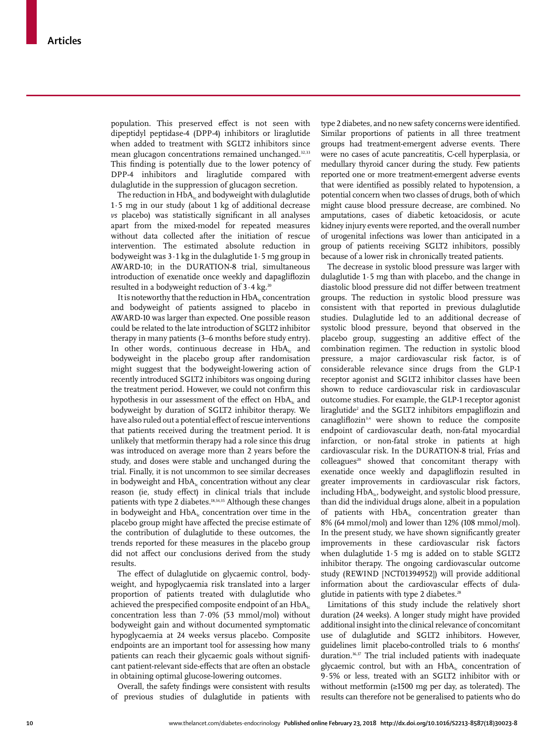population. This preserved effect is not seen with dipeptidyl peptidase-4 (DPP-4) inhibitors or liraglutide when added to treatment with SGLT2 inhibitors since mean glucagon concentrations remained unchanged.[32,33] This finding is potentially due to the lower potency of DPP-4 inhibitors and liraglutide compared with dulaglutide in the suppression of glucagon secretion.

The reduction in $HbA_{1c}$ and bodyweight with dulaglutide 1·5 mg in our study (about 1 kg of additional decrease *vs* placebo) was statistically significant in all analyses apart from the mixed-model for repeated measures without data collected after the initiation of rescue intervention. The estimated absolute reduction in bodyweight was 3·1 kg in the dulaglutide 1·5 mg group in AWARD-10; in the DURATION-8 trial, simultaneous introduction of exenatide once weekly and dapagliflozin resulted in a bodyweight reduction of 3·4 kg.[20]

It is noteworthy that the reduction in $HbA_{1c}$ concentration and bodyweight of patients assigned to placebo in AWARD-10 was larger than expected. One possible reason could be related to the late introduction of SGLT2 inhibitor therapy in many patients (3–6 months before study entry). In other words, continuous decrease in $HbA_{1c}$ and bodyweight in the placebo group after randomisation might suggest that the bodyweight-lowering action of recently introduced SGLT2 inhibitors was ongoing during the treatment period. However, we could not confirm this hypothesis in our assessment of the effect on $HbA_{1c}$ and bodyweight by duration of SGLT2 inhibitor therapy. We have also ruled out a potential effect of rescue interventions that patients received during the treatment period. It is unlikely that metformin therapy had a role since this drug was introduced on average more than 2 years before the study, and doses were stable and unchanged during the trial. Finally, it is not uncommon to see similar decreases in bodyweight and $HbA_{1c}$ concentration without any clear reason (ie, study effect) in clinical trials that include patients with type 2 diabetes.[18,34,35] Although these changes in bodyweight and $HbA_{1c}$ concentration over time in the placebo group might have affected the precise estimate of the contribution of dulaglutide to these outcomes, the trends reported for these measures in the placebo group did not affect our conclusions derived from the study results.

The effect of dulaglutide on glycaemic control, bodyweight, and hypoglycaemia risk translated into a larger proportion of patients treated with dulaglutide who achieved the prespecified composite endpoint of an $HbA_{1c}$ concentration less than 7·0% (53 mmol/mol) without bodyweight gain and without documented symptomatic hypoglycaemia at 24 weeks versus placebo. Composite endpoints are an important tool for assessing how many patients can reach their glycaemic goals without significant patient-relevant side-effects that are often an obstacle in obtaining optimal glucose-lowering outcomes.

Overall, the safety findings were consistent with results of previous studies of dulaglutide in patients with type 2 diabetes, and no new safety concerns were identified. Similar proportions of patients in all three treatment groups had treatment-emergent adverse events. There were no cases of acute pancreatitis, C-cell hyperplasia, or medullary thyroid cancer during the study. Few patients reported one or more treatment-emergent adverse events that were identified as possibly related to hypotension, a potential concern when two classes of drugs, both of which might cause blood pressure decrease, are combined. No amputations, cases of diabetic ketoacidosis, or acute kidney injury events were reported, and the overall number of urogenital infections was lower than anticipated in a group of patients receiving SGLT2 inhibitors, possibly because of a lower risk in chronically treated patients.

The decrease in systolic blood pressure was larger with dulaglutide 1·5 mg than with placebo, and the change in diastolic blood pressure did not differ between treatment groups. The reduction in systolic blood pressure was consistent with that reported in previous dulaglutide studies. Dulaglutide led to an additional decrease of systolic blood pressure, beyond that observed in the placebo group, suggesting an additive effect of the combination regimen. The reduction in systolic blood pressure, a major cardiovascular risk factor, is of considerable relevance since drugs from the GLP-1 receptor agonist and SGLT2 inhibitor classes have been shown to reduce cardiovascular risk in cardiovascular outcome studies. For example, the GLP-1 receptor agonist liraglutide[2] and the SGLT2 inhibitors empagliflozin and canagliflozin[3,4] were shown to reduce the composite endpoint of cardiovascular death, non-fatal myocardial infarction, or non-fatal stroke in patients at high cardiovascular risk. In the DURATION-8 trial, Frías and colleagues[20] showed that concomitant therapy with exenatide once weekly and dapagliflozin resulted in greater improvements in cardiovascular risk factors, including $HbA_{1c}$, bodyweight, and systolic blood pressure, than did the individual drugs alone, albeit in a population of patients with $HbA_{1c}$ concentration greater than 8% (64 mmol/mol) and lower than 12% (108 mmol/mol). In the present study, we have shown significantly greater improvements in these cardiovascular risk factors when dulaglutide 1·5 mg is added on to stable SGLT2 inhibitor therapy. The ongoing cardiovascular outcome study (REWIND [NCT01394952]) will provide additional information about the cardiovascular effects of dulaglutide in patients with type 2 diabetes.[28]

Limitations of this study include the relatively short duration (24 weeks). A longer study might have provided additional insight into the clinical relevance of concomitant use of dulaglutide and SGLT2 inhibitors. However, guidelines limit placebo-controlled trials to 6 months' duration.[36,37] The trial included patients with inadequate glycaemic control, but with an $HbA_{1c}$ concentration of 9·5% or less, treated with an SGLT2 inhibitor with or without metformin (≥1500 mg per day, as tolerated). The results can therefore not be generalised to patients who do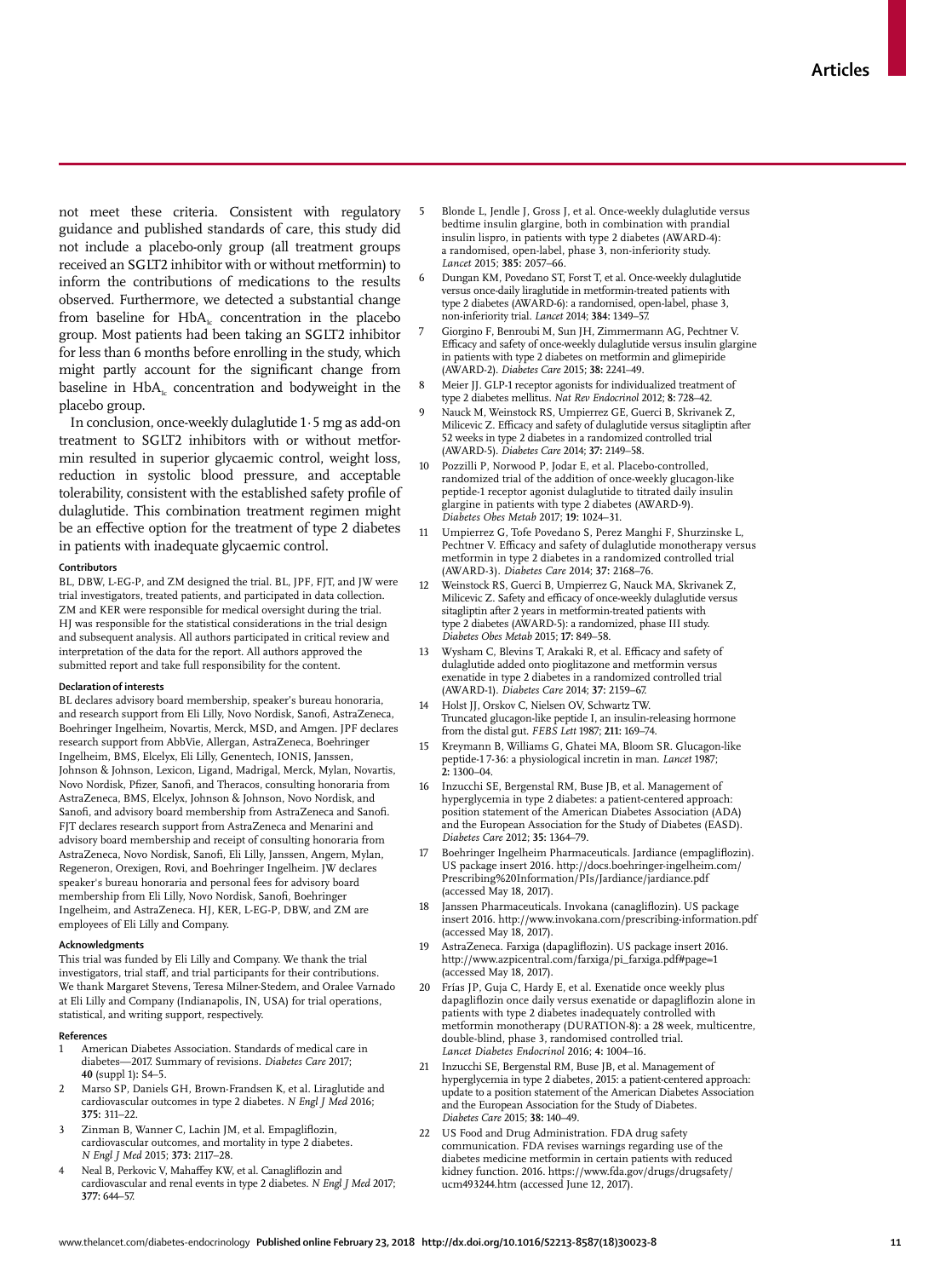not meet these criteria. Consistent with regulatory guidance and published standards of care, this study did not include a placebo-only group (all treatment groups received an SGLT2 inhibitor with or without metformin) to inform the contributions of medications to the results observed. Furthermore, we detected a substantial change from baseline for $HbA_{1c}$ concentration in the placebo group. Most patients had been taking an SGLT2 inhibitor for less than 6 months before enrolling in the study, which might partly account for the significant change from baseline in $HbA_{1c}$ concentration and bodyweight in the placebo group.

In conclusion, once-weekly dulaglutide 1·5 mg as add-on treatment to SGLT2 inhibitors with or without metformin resulted in superior glycaemic control, weight loss, reduction in systolic blood pressure, and acceptable tolerability, consistent with the established safety profile of dulaglutide. This combination treatment regimen might be an effective option for the treatment of type 2 diabetes in patients with inadequate glycaemic control.

#### Contributors

BL, DBW, L-EG-P, and ZM designed the trial. BL, JPF, FJT, and JW were trial investigators, treated patients, and participated in data collection. ZM and KER were responsible for medical oversight during the trial. HJ was responsible for the statistical considerations in the trial design and subsequent analysis. All authors participated in critical review and interpretation of the data for the report. All authors approved the submitted report and take full responsibility for the content.

#### Declaration of interests

BL declares advisory board membership, speaker's bureau honoraria, and research support from Eli Lilly, Novo Nordisk, Sanofi, AstraZeneca, Boehringer Ingelheim, Novartis, Merck, MSD, and Amgen. JPF declares research support from AbbVie, Allergan, AstraZeneca, Boehringer Ingelheim, BMS, Elcelyx, Eli Lilly, Genentech, IONIS, Janssen, Johnson & Johnson, Lexicon, Ligand, Madrigal, Merck, Mylan, Novartis, Novo Nordisk, Pfizer, Sanofi, and Theracos, consulting honoraria from AstraZeneca, BMS, Elcelyx, Johnson & Johnson, Novo Nordisk, and Sanofi, and advisory board membership from AstraZeneca and Sanofi. FJT declares research support from AstraZeneca and Menarini and advisory board membership and receipt of consulting honoraria from AstraZeneca, Novo Nordisk, Sanofi, Eli Lilly, Janssen, Angem, Mylan, Regeneron, Orexigen, Rovi, and Boehringer Ingelheim. JW declares speaker's bureau honoraria and personal fees for advisory board membership from Eli Lilly, Novo Nordisk, Sanofi, Boehringer Ingelheim, and AstraZeneca. HJ, KER, L-EG-P, DBW, and ZM are employees of Eli Lilly and Company.

#### Acknowledgments

This trial was funded by Eli Lilly and Company. We thank the trial investigators, trial staff, and trial participants for their contributions. We thank Margaret Stevens, Teresa Milner-Stedem, and Oralee Varnado at Eli Lilly and Company (Indianapolis, IN, USA) for trial operations, statistical, and writing support, respectively.

#### References

1. American Diabetes Association. Standards of medical care in diabetes—2017. Summary of revisions. *Diabetes Care* 2017; **40** (suppl 1): S4–5.
2. Marso SP, Daniels GH, Brown-Frandsen K, et al. Liraglutide and cardiovascular outcomes in type 2 diabetes. *N Engl J Med* 2016; **375:** 311–22.
3. Zinman B, Wanner C, Lachin JM, et al. Empagliflozin, cardiovascular outcomes, and mortality in type 2 diabetes. *N Engl J Med* 2015; **373:** 2117–28.
4. Neal B, Perkovic V, Mahaffey KW, et al. Canagliflozin and cardiovascular and renal events in type 2 diabetes. *N Engl J Med* 2017; **377:** 644–57.
5. Blonde L, Jendle J, Gross J, et al. Once-weekly dulaglutide versus bedtime insulin glargine, both in combination with prandial insulin lispro, in patients with type 2 diabetes (AWARD-4): a randomised, open-label, phase 3, non-inferiority study. *Lancet* 2015; **385:** 2057–66.
6. Dungan KM, Povedano ST, Forst T, et al. Once-weekly dulaglutide versus once-daily liraglutide in metformin-treated patients with type 2 diabetes (AWARD-6): a randomised, open-label, phase 3, non-inferiority trial. *Lancet* 2014; **384:** 1349–57.
7. Giorgino F, Benroubi M, Sun JH, Zimmermann AG, Pechtner V. Efficacy and safety of once-weekly dulaglutide versus insulin glargine in patients with type 2 diabetes on metformin and glimepiride (AWARD-2). *Diabetes Care* 2015; **38:** 2241–49.
8. Meier JJ. GLP-1 receptor agonists for individualized treatment of type 2 diabetes mellitus. *Nat Rev Endocrinol* 2012; **8:** 728–42.
9. Nauck M, Weinstock RS, Umpierrez GE, Guerci B, Skrivanek Z, Milicevic Z. Efficacy and safety of dulaglutide versus sitagliptin after 52 weeks in type 2 diabetes in a randomized controlled trial (AWARD-5). *Diabetes Care* 2014; **37:** 2149–58.
10. Pozzilli P, Norwood P, Jodar E, et al. Placebo-controlled, randomized trial of the addition of once-weekly glucagon-like peptide-1 receptor agonist dulaglutide to titrated daily insulin glargine in patients with type 2 diabetes (AWARD-9). *Diabetes Obes Metab* 2017; **19:** 1024–31.
11. Umpierrez G, Tofe Povedano S, Perez Manghi F, Shurzinske L, Pechtner V. Efficacy and safety of dulaglutide monotherapy versus metformin in type 2 diabetes in a randomized controlled trial (AWARD-3). *Diabetes Care* 2014; **37:** 2168–76.
12. Weinstock RS, Guerci B, Umpierrez G, Nauck MA, Skrivanek Z, Milicevic Z. Safety and efficacy of once-weekly dulaglutide versus sitagliptin after 2 years in metformin-treated patients with type 2 diabetes (AWARD-5): a randomized, phase III study. *Diabetes Obes Metab* 2015; **17:** 849–58.
13. Wysham C, Blevins T, Arakaki R, et al. Efficacy and safety of dulaglutide added onto pioglitazone and metformin versus exenatide in type 2 diabetes in a randomized controlled trial (AWARD-1). *Diabetes Care* 2014; **37:** 2159–67.
14. Holst JJ, Orskov C, Nielsen OV, Schwartz TW. Truncated glucagon-like peptide I, an insulin-releasing hormone from the distal gut. *FEBS Lett* 1987; **211:** 169–74.
15. Kreymann B, Williams G, Ghatei MA, Bloom SR. Glucagon-like peptide-1 7-36: a physiological incretin in man. *Lancet* 1987; **2:** 1300–04.
16. Inzucchi SE, Bergenstal RM, Buse JB, et al. Management of hyperglycemia in type 2 diabetes: a patient-centered approach: position statement of the American Diabetes Association (ADA) and the European Association for the Study of Diabetes (EASD). *Diabetes Care* 2012; **35:** 1364–79.
17. Boehringer Ingelheim Pharmaceuticals. Jardiance (empagliflozin). US package insert 2016. http://docs.boehringer-ingelheim.com/Prescribing%20Information/PIs/Jardiance/jardiance.pdf (accessed May 18, 2017).
18. Janssen Pharmaceuticals. Invokana (canagliflozin). US package insert 2016. http://www.invokana.com/prescribing-information.pdf (accessed May 18, 2017).
19. AstraZeneca. Farxiga (dapagliflozin). US package insert 2016. http://www.azpicentral.com/farxiga/pi_farxiga.pdf#page=1 (accessed May 18, 2017).
20. Frías JP, Guja C, Hardy E, et al. Exenatide once weekly plus dapagliflozin once daily versus exenatide or dapagliflozin alone in patients with type 2 diabetes inadequately controlled with metformin monotherapy (DURATION-8): a 28 week, multicentre, double-blind, phase 3, randomised controlled trial. *Lancet Diabetes Endocrinol* 2016; **4:** 1004–16.
21. Inzucchi SE, Bergenstal RM, Buse JB, et al. Management of hyperglycemia in type 2 diabetes, 2015: a patient-centered approach: update to a position statement of the American Diabetes Association and the European Association for the Study of Diabetes. *Diabetes Care* 2015; **38:** 140–49.
22. US Food and Drug Administration. FDA drug safety communication. FDA revises warnings regarding use of the diabetes medicine metformin in certain patients with reduced kidney function. 2016. https://www.fda.gov/drugs/drugsafety/ucm493244.htm (accessed June 12, 2017).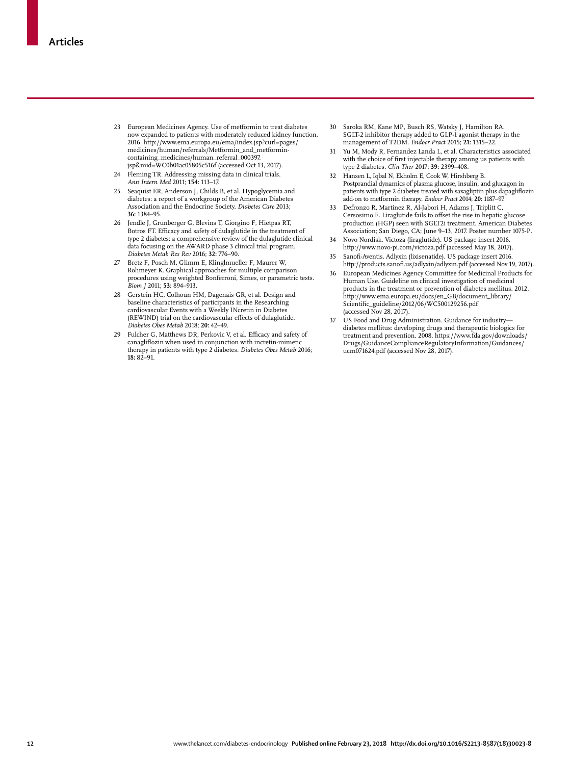23 European Medicines Agency. Use of metformin to treat diabetes now expanded to patients with moderately reduced kidney function. 2016. http://www.ema.europa.eu/ema/index.jsp?curl=pages/medicines/human/referrals/Metformin_and_metformin-containing_medicines/human_referral_000397.jsp&mid=WC0b01ac05805c516f (accessed Oct 13, 2017).

24 Fleming TR. Addressing missing data in clinical trials. *Ann Intern Med* 2011; **154:** 113–17.

25 Seaquist ER, Anderson J, Childs B, et al. Hypoglycemia and diabetes: a report of a workgroup of the American Diabetes Association and the Endocrine Society. *Diabetes Care* 2013; **36:** 1384–95.

26 Jendle J, Grunberger G, Blevins T, Giorgino F, Hietpas RT, Botros FT. Efficacy and safety of dulaglutide in the treatment of type 2 diabetes: a comprehensive review of the dulaglutide clinical data focusing on the AWARD phase 3 clinical trial program. *Diabetes Metab Res Rev* 2016; **32:** 776–90.

27 Bretz F, Posch M, Glimm E, Klinglmueller F, Maurer W, Rohmeyer K. Graphical approaches for multiple comparison procedures using weighted Bonferroni, Simes, or parametric tests. *Biom J* 2011; **53:** 894–913.

28 Gerstein HC, Colhoun HM, Dagenais GR, et al. Design and baseline characteristics of participants in the Researching cardiovascular Events with a Weekly INcretin in Diabetes (REWIND) trial on the cardiovascular effects of dulaglutide. *Diabetes Obes Metab* 2018; **20:** 42–49.

29 Fulcher G, Matthews DR, Perkovic V, et al. Efficacy and safety of canagliflozin when used in conjunction with incretin-mimetic therapy in patients with type 2 diabetes. *Diabetes Obes Metab* 2016; **18:** 82–91.

30 Saroka RM, Kane MP, Busch RS, Watsky J, Hamilton RA. SGLT-2 inhibitor therapy added to GLP-1 agonist therapy in the management of T2DM. *Endocr Pract* 2015; **21:** 1315–22.

31 Yu M, Mody R, Fernandez Landa L, et al. Characteristics associated with the choice of first injectable therapy among us patients with type 2 diabetes. *Clin Ther* 2017; **39:** 2399–408.

32 Hansen L, Iqbal N, Ekholm E, Cook W, Hirshberg B. Postprandial dynamics of plasma glucose, insulin, and glucagon in patients with type 2 diabetes treated with saxagliptin plus dapagliflozin add-on to metformin therapy. *Endocr Pract* 2014; **20:** 1187–97.

33 Defronzo R, Martinez R, Al-Jabori H, Adams J, Triplitt C, Cersosimo E. Liraglutide fails to offset the rise in hepatic glucose production (HGP) seen with SGLT2i treatment. American Diabetes Association; San Diego, CA; June 9–13, 2017. Poster number 1075-P.

34 Novo Nordisk. Victoza (liraglutide). US package insert 2016. http://www.novo-pi.com/victoza.pdf (accessed May 18, 2017).

35 Sanofi-Aventis. Adlyxin (lixisenatide). US package insert 2016. http://products.sanofi.us/adlyxin/adlyxin.pdf (accessed Nov 19, 2017).

36 European Medicines Agency Committee for Medicinal Products for Human Use. Guideline on clinical investigation of medicinal products in the treatment or prevention of diabetes mellitus. 2012. http://www.ema.europa.eu/docs/en_GB/document_library/Scientific_guideline/2012/06/WC500129256.pdf (accessed Nov 28, 2017).

37 US Food and Drug Administration. Guidance for industry—diabetes mellitus: developing drugs and therapeutic biologics for treatment and prevention. 2008. https://www.fda.gov/downloads/Drugs/GuidanceComplianceRegulatoryInformation/Guidances/ucm071624.pdf (accessed Nov 28, 2017).